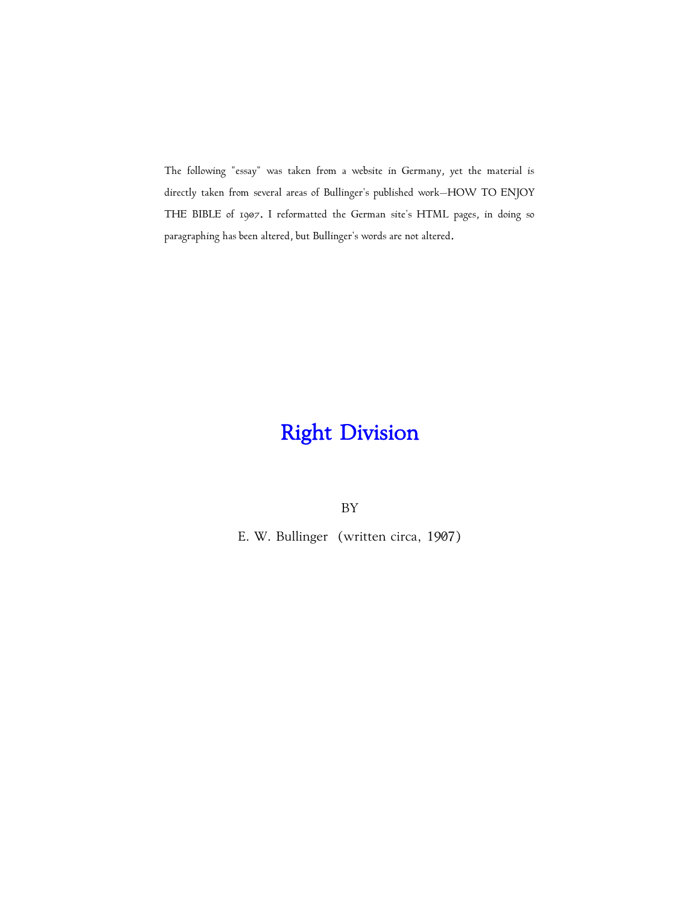The following "essay" was taken from a website in Germany, yet the material is directly taken from several areas of Bullinger's published work—HOW TO ENJOY THE BIBLE of 1907. I reformatted the German site's HTML pages, in doing so paragraphing has been altered, but Bullinger's words are not altered.

# Right Division

BY

E. W. Bullinger (written circa, 1907)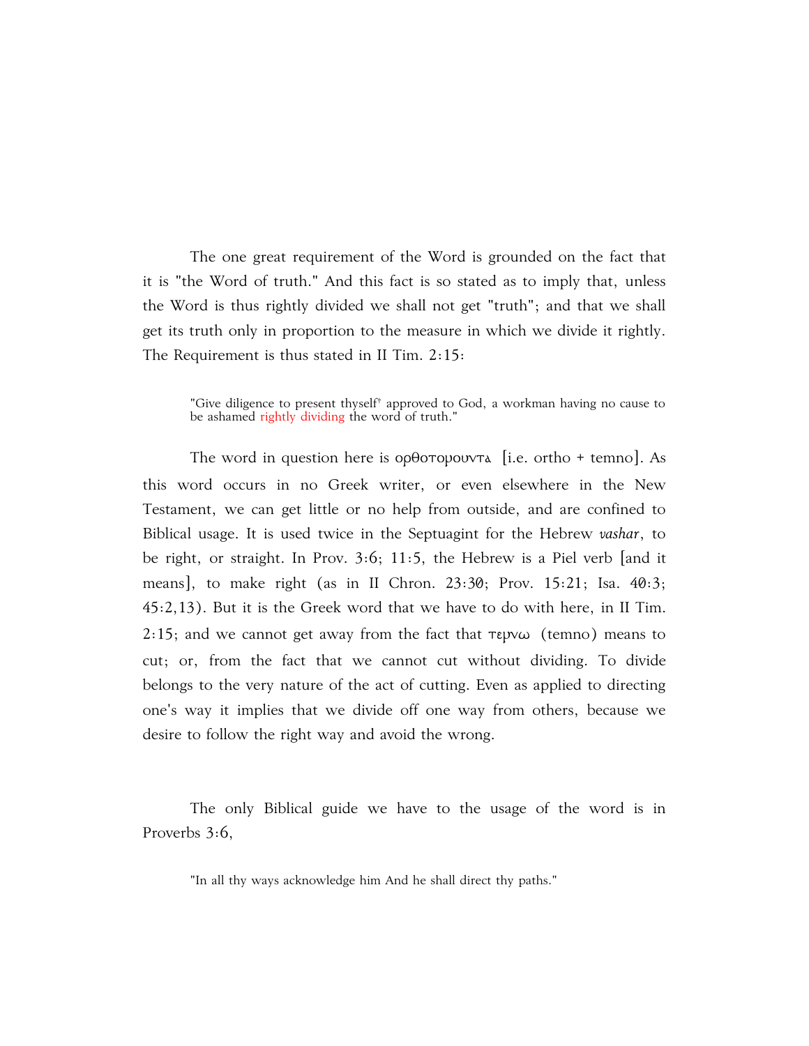The one great requirement of the Word is grounded on the fact that it is "the Word of truth." And this fact is so stated as to imply that, unless the Word is thus rightly divided we shall not get "truth"; and that we shall get its truth only in proportion to the measure in which we divide it rightly. The Requirement is thus stated in II Tim. 2:15:

> "Give diligence to present thyself† approved to God, a workman having no cause to be ashamed rightly dividing the word of truth."

The word in question here is ορθοτορουντα [i.e. ortho + temno]. As this word occurs in no Greek writer, or even elsewhere in the New Testament, we can get little or no help from outside, and are confined to Biblical usage. It is used twice in the Septuagint for the Hebrew *vashar*, to be right, or straight. In Prov. 3:6; 11:5, the Hebrew is a Piel verb [and it means], to make right (as in II Chron. 23:30; Prov. 15:21; Isa. 40:3; 45:2,13). But it is the Greek word that we have to do with here, in II Tim. 2:15; and we cannot get away from the fact that τεμνω (temno) means to cut; or, from the fact that we cannot cut without dividing. To divide belongs to the very nature of the act of cutting. Even as applied to directing one's way it implies that we divide off one way from others, because we desire to follow the right way and avoid the wrong.

The only Biblical guide we have to the usage of the word is in Proverbs 3:6,

> "In all thy ways acknowledge him And he shall direct thy paths."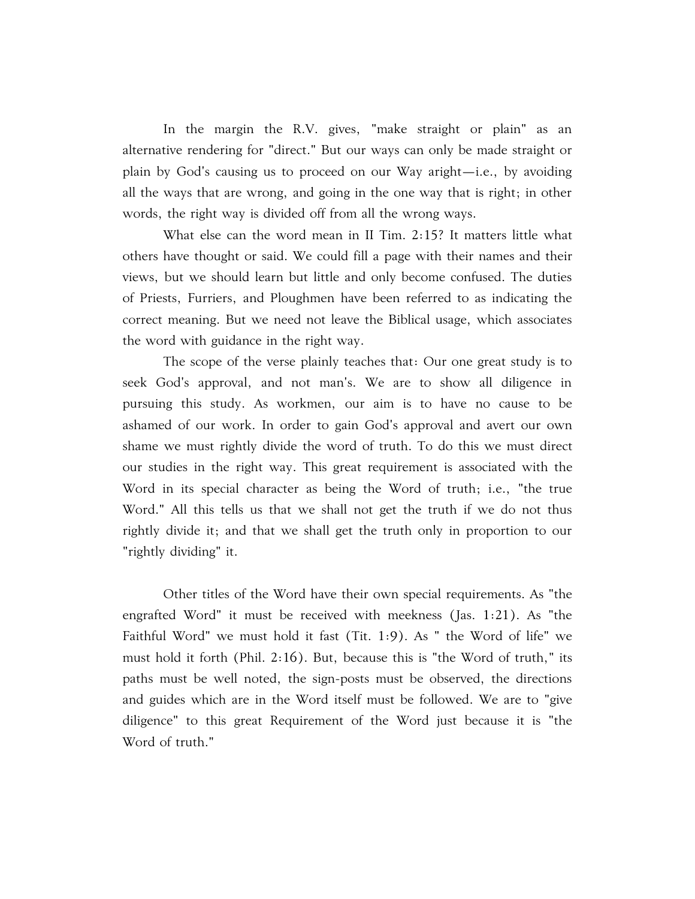In the margin the R.V. gives, "make straight or plain" as an alternative rendering for "direct." But our ways can only be made straight or plain by God's causing us to proceed on our Way aright—i.e., by avoiding all the ways that are wrong, and going in the one way that is right; in other words, the right way is divided off from all the wrong ways.

What else can the word mean in II Tim. 2:15? It matters little what others have thought or said. We could fill a page with their names and their views, but we should learn but little and only become confused. The duties of Priests, Furriers, and Ploughmen have been referred to as indicating the correct meaning. But we need not leave the Biblical usage, which associates the word with guidance in the right way.

The scope of the verse plainly teaches that: Our one great study is to seek God's approval, and not man's. We are to show all diligence in pursuing this study. As workmen, our aim is to have no cause to be ashamed of our work. In order to gain God's approval and avert our own shame we must rightly divide the word of truth. To do this we must direct our studies in the right way. This great requirement is associated with the Word in its special character as being the Word of truth; i.e., "the true Word." All this tells us that we shall not get the truth if we do not thus rightly divide it; and that we shall get the truth only in proportion to our "rightly dividing" it.

Other titles of the Word have their own special requirements. As "the engrafted Word" it must be received with meekness (Jas. 1:21). As "the Faithful Word" we must hold it fast (Tit. 1:9). As " the Word of life" we must hold it forth (Phil. 2:16). But, because this is "the Word of truth," its paths must be well noted, the sign-posts must be observed, the directions and guides which are in the Word itself must be followed. We are to "give diligence" to this great Requirement of the Word just because it is "the Word of truth."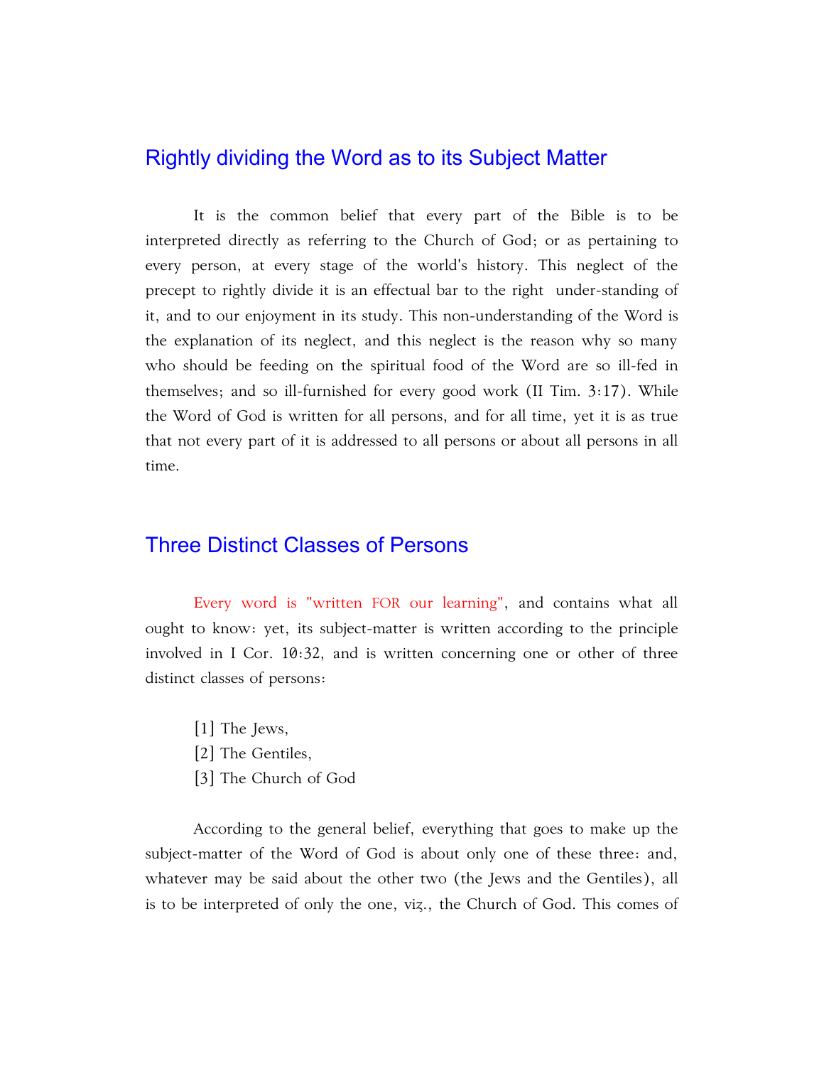## Rightly dividing the Word as to its Subject Matter

It is the common belief that every part of the Bible is to be interpreted directly as referring to the Church of God; or as pertaining to every person, at every stage of the world's history. This neglect of the precept to rightly divide it is an effectual bar to the right under-standing of it, and to our enjoyment in its study. This non-understanding of the Word is the explanation of its neglect, and this neglect is the reason why so many who should be feeding on the spiritual food of the Word are so ill-fed in themselves; and so ill-furnished for every good work (II Tim. 3:17). While the Word of God is written for all persons, and for all time, yet it is as true that not every part of it is addressed to all persons or about all persons in all time.

## Three Distinct Classes of Persons

Every word is "written FOR our learning", and contains what all ought to know: yet, its subject-matter is written according to the principle involved in I Cor. 10:32, and is written concerning one or other of three distinct classes of persons:

[1] The Jews,
[2] The Gentiles,
[3] The Church of God

According to the general belief, everything that goes to make up the subject-matter of the Word of God is about only one of these three: and, whatever may be said about the other two (the Jews and the Gentiles), all is to be interpreted of only the one, viz., the Church of God. This comes of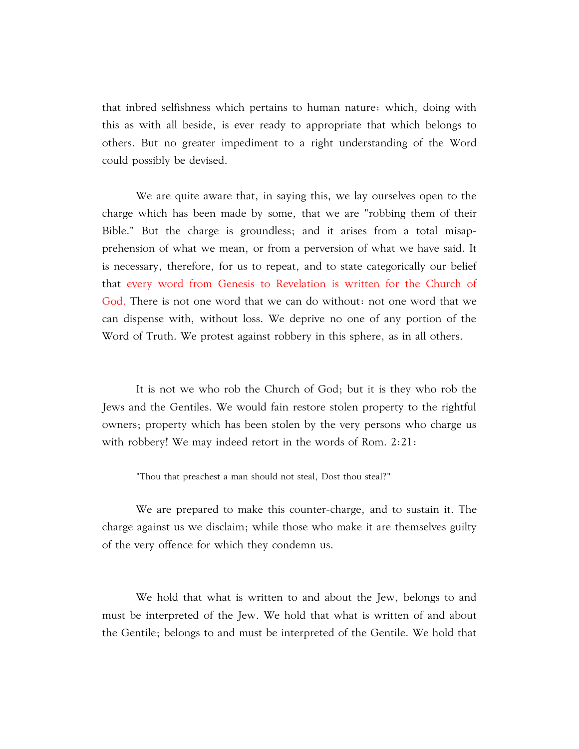that inbred selfishness which pertains to human nature: which, doing with this as with all beside, is ever ready to appropriate that which belongs to others. But no greater impediment to a right understanding of the Word could possibly be devised.

We are quite aware that, in saying this, we lay ourselves open to the charge which has been made by some, that we are "robbing them of their Bible." But the charge is groundless; and it arises from a total misapprehension of what we mean, or from a perversion of what we have said. It is necessary, therefore, for us to repeat, and to state categorically our belief that every word from Genesis to Revelation is written for the Church of God. There is not one word that we can do without: not one word that we can dispense with, without loss. We deprive no one of any portion of the Word of Truth. We protest against robbery in this sphere, as in all others.

It is not we who rob the Church of God; but it is they who rob the Jews and the Gentiles. We would fain restore stolen property to the rightful owners; property which has been stolen by the very persons who charge us with robbery! We may indeed retort in the words of Rom. 2:21:

> "Thou that preachest a man should not steal, Dost thou steal?"

We are prepared to make this counter-charge, and to sustain it. The charge against us we disclaim; while those who make it are themselves guilty of the very offence for which they condemn us.

We hold that what is written to and about the Jew, belongs to and must be interpreted of the Jew. We hold that what is written of and about the Gentile; belongs to and must be interpreted of the Gentile. We hold that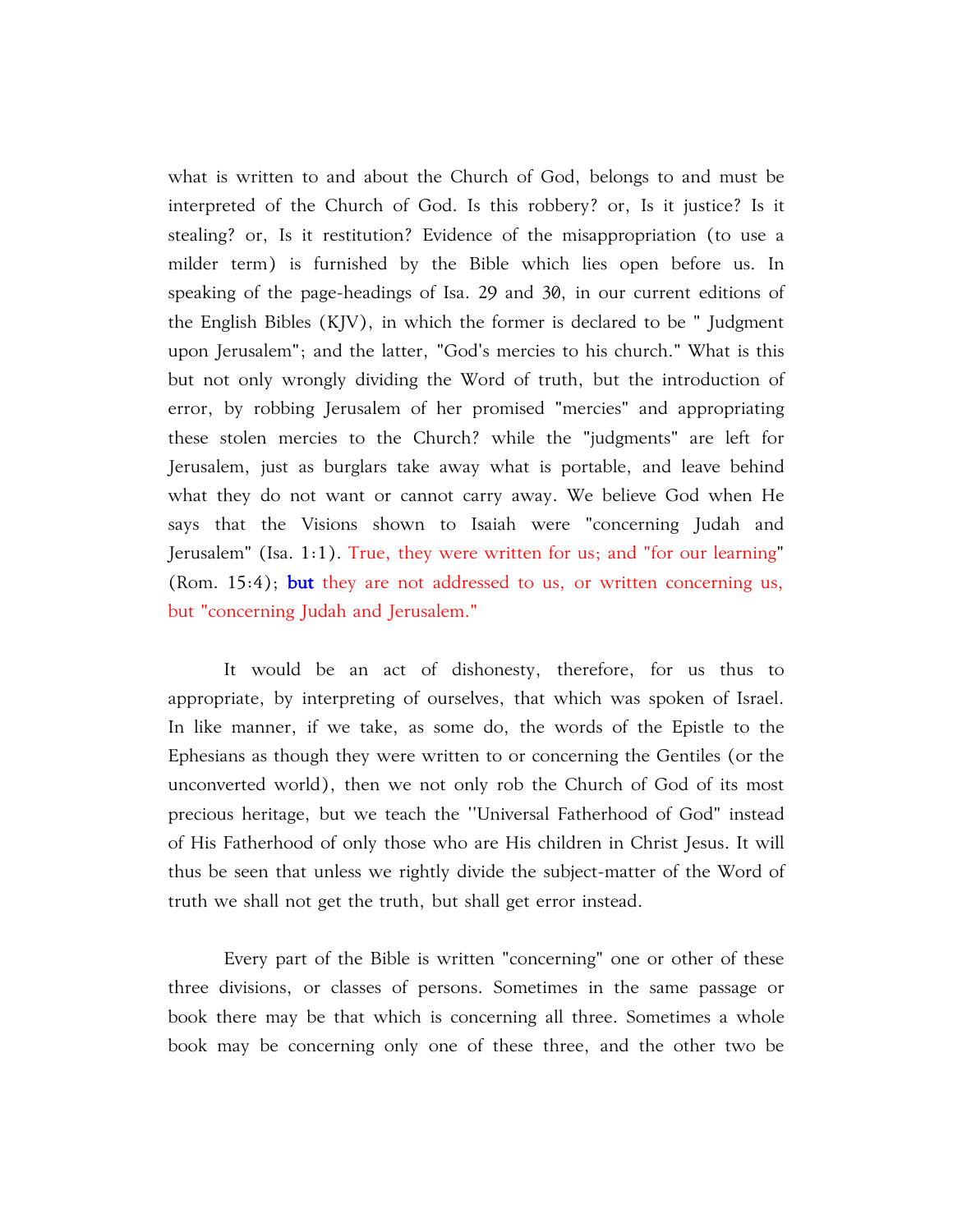what is written to and about the Church of God, belongs to and must be interpreted of the Church of God. Is this robbery? or, Is it justice? Is it stealing? or, Is it restitution? Evidence of the misappropriation (to use a milder term) is furnished by the Bible which lies open before us. In speaking of the page-headings of Isa. 29 and 30, in our current editions of the English Bibles (KJV), in which the former is declared to be " Judgment upon Jerusalem"; and the latter, "God's mercies to his church." What is this but not only wrongly dividing the Word of truth, but the introduction of error, by robbing Jerusalem of her promised "mercies" and appropriating these stolen mercies to the Church? while the "judgments" are left for Jerusalem, just as burglars take away what is portable, and leave behind what they do not want or cannot carry away. We believe God when He says that the Visions shown to Isaiah were "concerning Judah and Jerusalem" (Isa. 1:1). True, they were written for us; and "for our learning" (Rom. 15:4); **but** they are not addressed to us, or written concerning us, but "concerning Judah and Jerusalem."

It would be an act of dishonesty, therefore, for us thus to appropriate, by interpreting of ourselves, that which was spoken of Israel. In like manner, if we take, as some do, the words of the Epistle to the Ephesians as though they were written to or concerning the Gentiles (or the unconverted world), then we not only rob the Church of God of its most precious heritage, but we teach the ''Universal Fatherhood of God" instead of His Fatherhood of only those who are His children in Christ Jesus. It will thus be seen that unless we rightly divide the subject-matter of the Word of truth we shall not get the truth, but shall get error instead.

Every part of the Bible is written "concerning" one or other of these three divisions, or classes of persons. Sometimes in the same passage or book there may be that which is concerning all three. Sometimes a whole book may be concerning only one of these three, and the other two be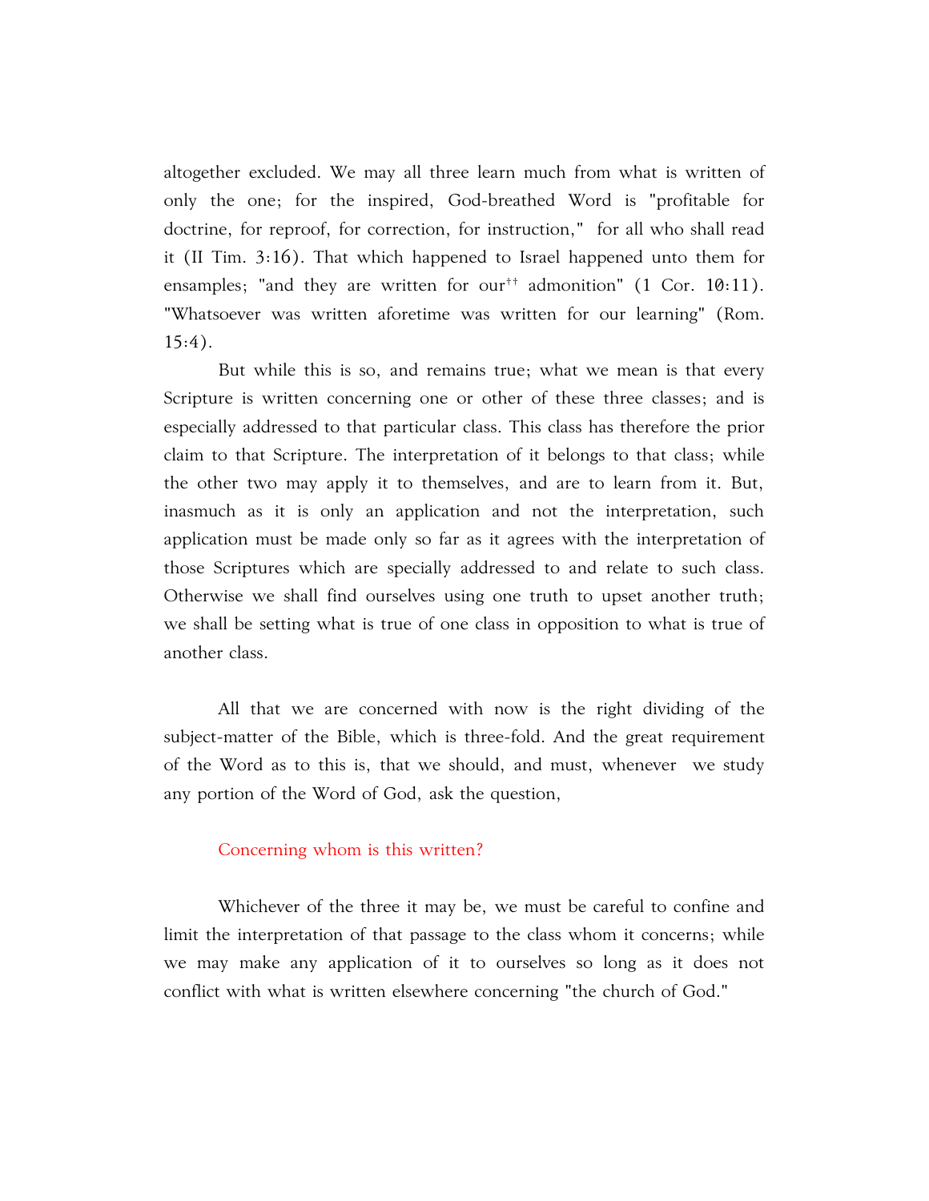altogether excluded. We may all three learn much from what is written of only the one; for the inspired, God-breathed Word is "profitable for doctrine, for reproof, for correction, for instruction," for all who shall read it (II Tim. 3:16). That which happened to Israel happened unto them for ensamples; "and they are written for our[††] admonition" (1 Cor. 10:11). "Whatsoever was written aforetime was written for our learning" (Rom. 15:4).

But while this is so, and remains true; what we mean is that every Scripture is written concerning one or other of these three classes; and is especially addressed to that particular class. This class has therefore the prior claim to that Scripture. The interpretation of it belongs to that class; while the other two may apply it to themselves, and are to learn from it. But, inasmuch as it is only an application and not the interpretation, such application must be made only so far as it agrees with the interpretation of those Scriptures which are specially addressed to and relate to such class. Otherwise we shall find ourselves using one truth to upset another truth; we shall be setting what is true of one class in opposition to what is true of another class.

All that we are concerned with now is the right dividing of the subject-matter of the Bible, which is three-fold. And the great requirement of the Word as to this is, that we should, and must, whenever we study any portion of the Word of God, ask the question,

Concerning whom is this written?

Whichever of the three it may be, we must be careful to confine and limit the interpretation of that passage to the class whom it concerns; while we may make any application of it to ourselves so long as it does not conflict with what is written elsewhere concerning "the church of God."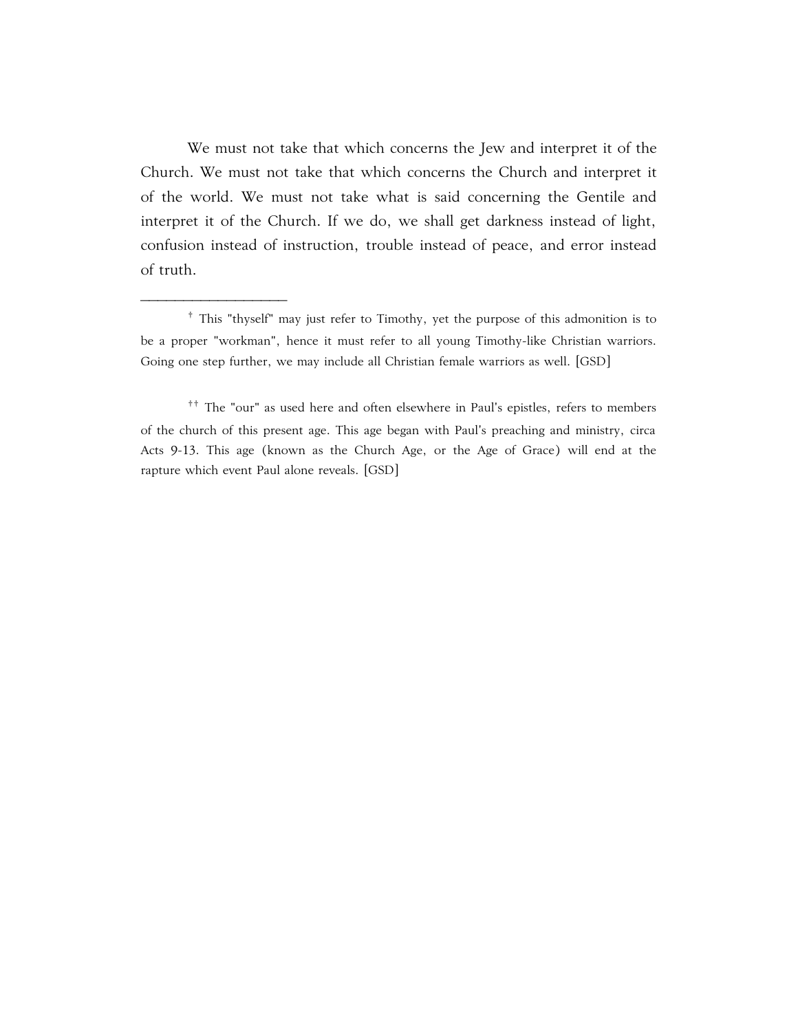We must not take that which concerns the Jew and interpret it of the Church. We must not take that which concerns the Church and interpret it of the world. We must not take what is said concerning the Gentile and interpret it of the Church. If we do, we shall get darkness instead of light, confusion instead of instruction, trouble instead of peace, and error instead of truth.

---

† This "thyself" may just refer to Timothy, yet the purpose of this admonition is to be a proper "workman", hence it must refer to all young Timothy-like Christian warriors. Going one step further, we may include all Christian female warriors as well. [GSD]

†† The "our" as used here and often elsewhere in Paul's epistles, refers to members of the church of this present age. This age began with Paul's preaching and ministry, circa Acts 9-13. This age (known as the Church Age, or the Age of Grace) will end at the rapture which event Paul alone reveals. [GSD]